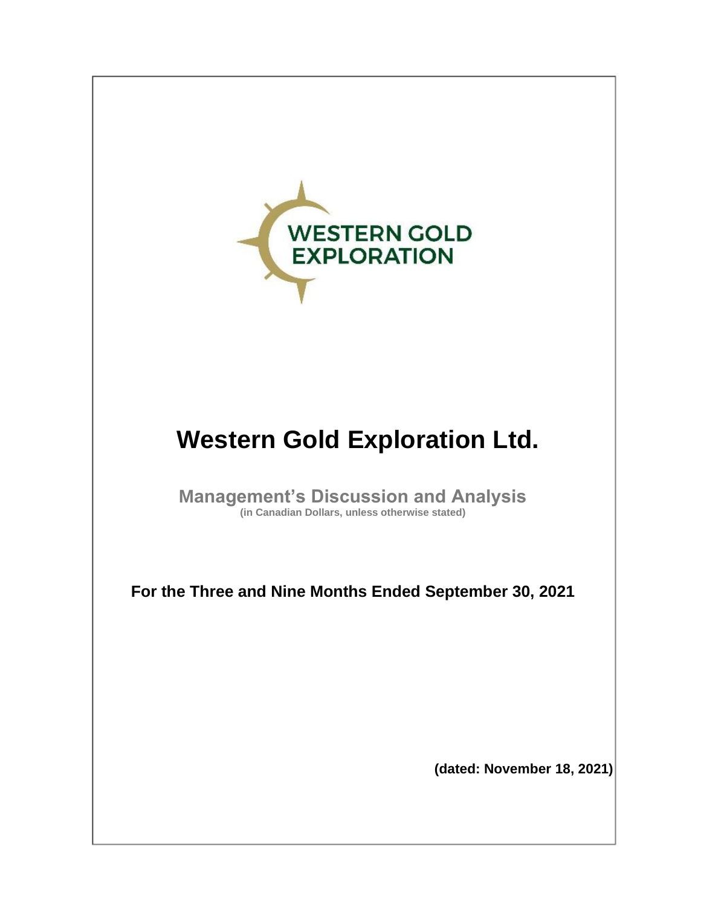WESTERN GOLD EXPLORATION

# Western Gold Exploration Ltd.

## Management's Discussion and Analysis

**(in Canadian Dollars, unless otherwise stated)**

**For the Three and Nine Months Ended September 30, 2021**

**(dated: November 18, 2021)**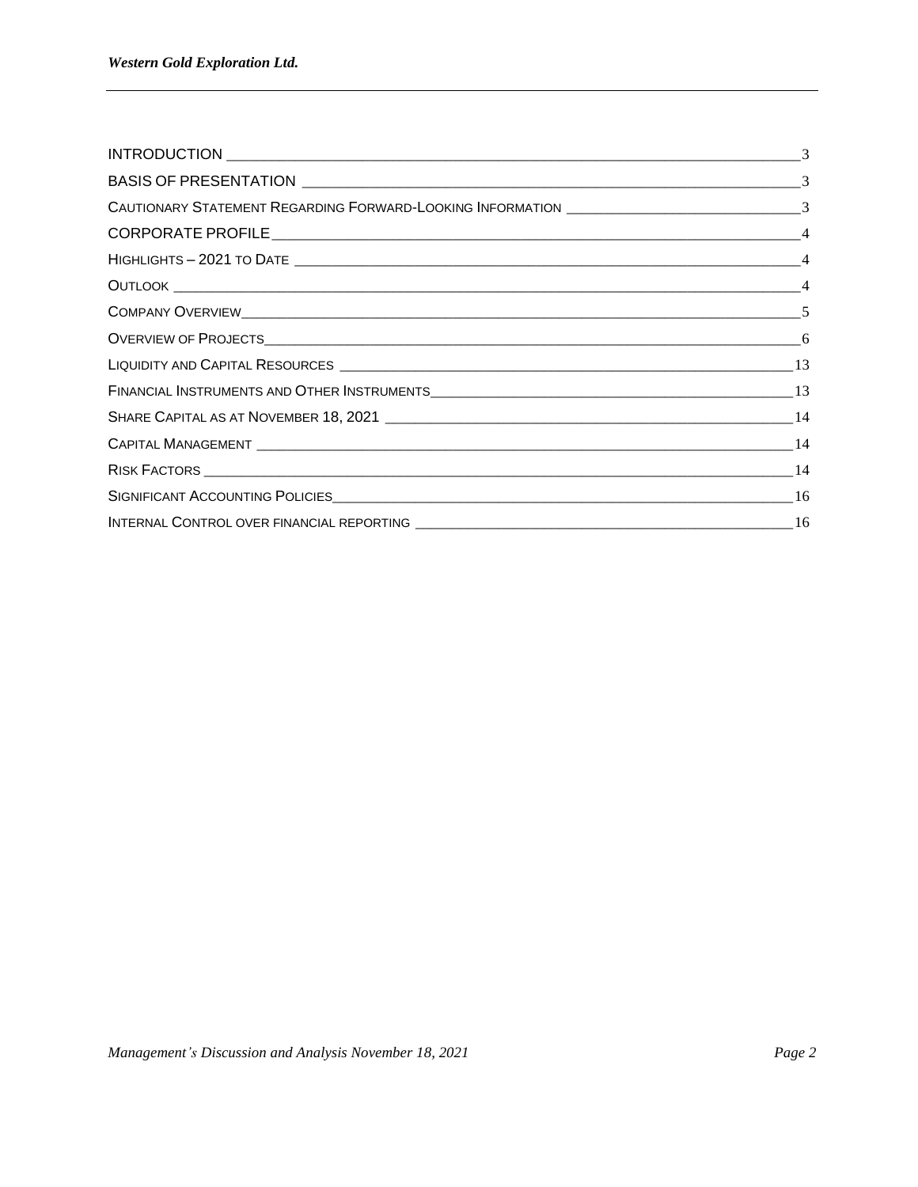| | |
|---|---|
| INTRODUCTION | 3 |
| BASIS OF PRESENTATION | 3 |
| CAUTIONARY STATEMENT REGARDING FORWARD-LOOKING INFORMATION | 3 |
| CORPORATE PROFILE | 4 |
| HIGHLIGHTS – 2021 TO DATE | 4 |
| OUTLOOK | 4 |
| COMPANY OVERVIEW | 5 |
| OVERVIEW OF PROJECTS | 6 |
| LIQUIDITY AND CAPITAL RESOURCES | 13 |
| FINANCIAL INSTRUMENTS AND OTHER INSTRUMENTS | 13 |
| SHARE CAPITAL AS AT NOVEMBER 18, 2021 | 14 |
| CAPITAL MANAGEMENT | 14 |
| RISK FACTORS | 14 |
| SIGNIFICANT ACCOUNTING POLICIES | 16 |
| INTERNAL CONTROL OVER FINANCIAL REPORTING | 16 |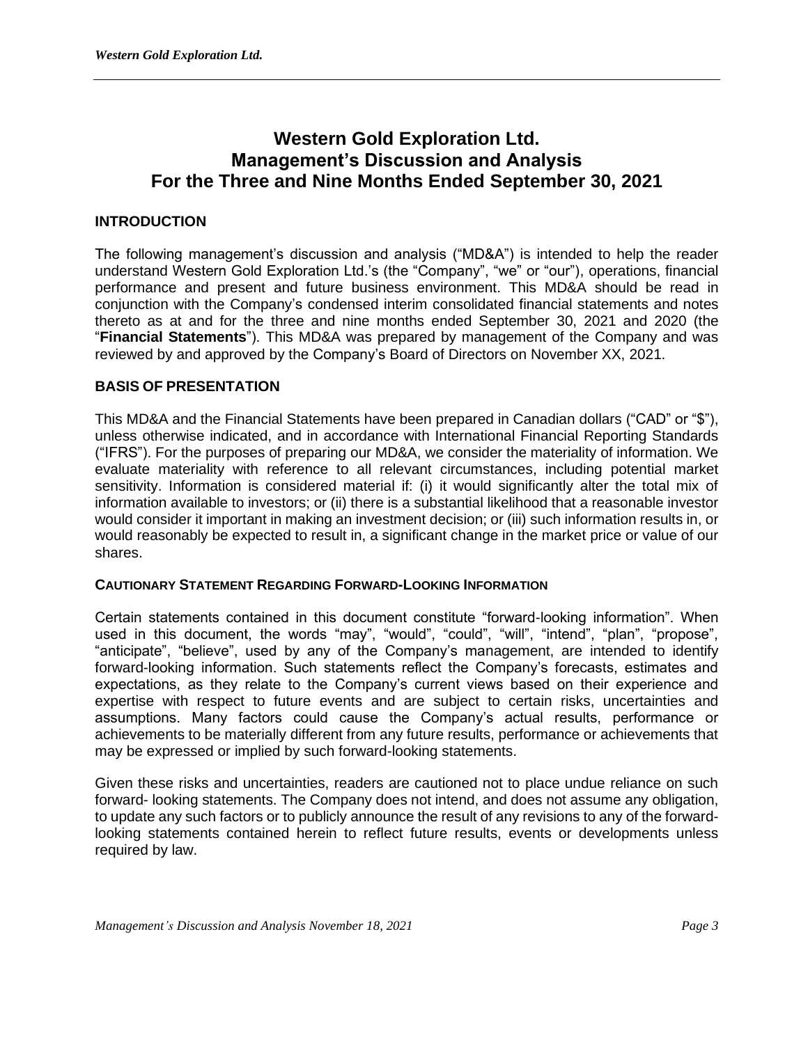# Western Gold Exploration Ltd.
# Management's Discussion and Analysis
# For the Three and Nine Months Ended September 30, 2021

## INTRODUCTION

The following management's discussion and analysis ("MD&A") is intended to help the reader understand Western Gold Exploration Ltd.'s (the "Company", "we" or "our"), operations, financial performance and present and future business environment. This MD&A should be read in conjunction with the Company's condensed interim consolidated financial statements and notes thereto as at and for the three and nine months ended September 30, 2021 and 2020 (the "**Financial Statements**"). This MD&A was prepared by management of the Company and was reviewed by and approved by the Company's Board of Directors on November XX, 2021.

## BASIS OF PRESENTATION

This MD&A and the Financial Statements have been prepared in Canadian dollars ("CAD" or "$"), unless otherwise indicated, and in accordance with International Financial Reporting Standards ("IFRS"). For the purposes of preparing our MD&A, we consider the materiality of information. We evaluate materiality with reference to all relevant circumstances, including potential market sensitivity. Information is considered material if: (i) it would significantly alter the total mix of information available to investors; or (ii) there is a substantial likelihood that a reasonable investor would consider it important in making an investment decision; or (iii) such information results in, or would reasonably be expected to result in, a significant change in the market price or value of our shares.

### CAUTIONARY STATEMENT REGARDING FORWARD-LOOKING INFORMATION

Certain statements contained in this document constitute "forward-looking information". When used in this document, the words "may", "would", "could", "will", "intend", "plan", "propose", "anticipate", "believe", used by any of the Company's management, are intended to identify forward-looking information. Such statements reflect the Company's forecasts, estimates and expectations, as they relate to the Company's current views based on their experience and expertise with respect to future events and are subject to certain risks, uncertainties and assumptions. Many factors could cause the Company's actual results, performance or achievements to be materially different from any future results, performance or achievements that may be expressed or implied by such forward-looking statements.

Given these risks and uncertainties, readers are cautioned not to place undue reliance on such forward- looking statements. The Company does not intend, and does not assume any obligation, to update any such factors or to publicly announce the result of any revisions to any of the forward-looking statements contained herein to reflect future results, events or developments unless required by law.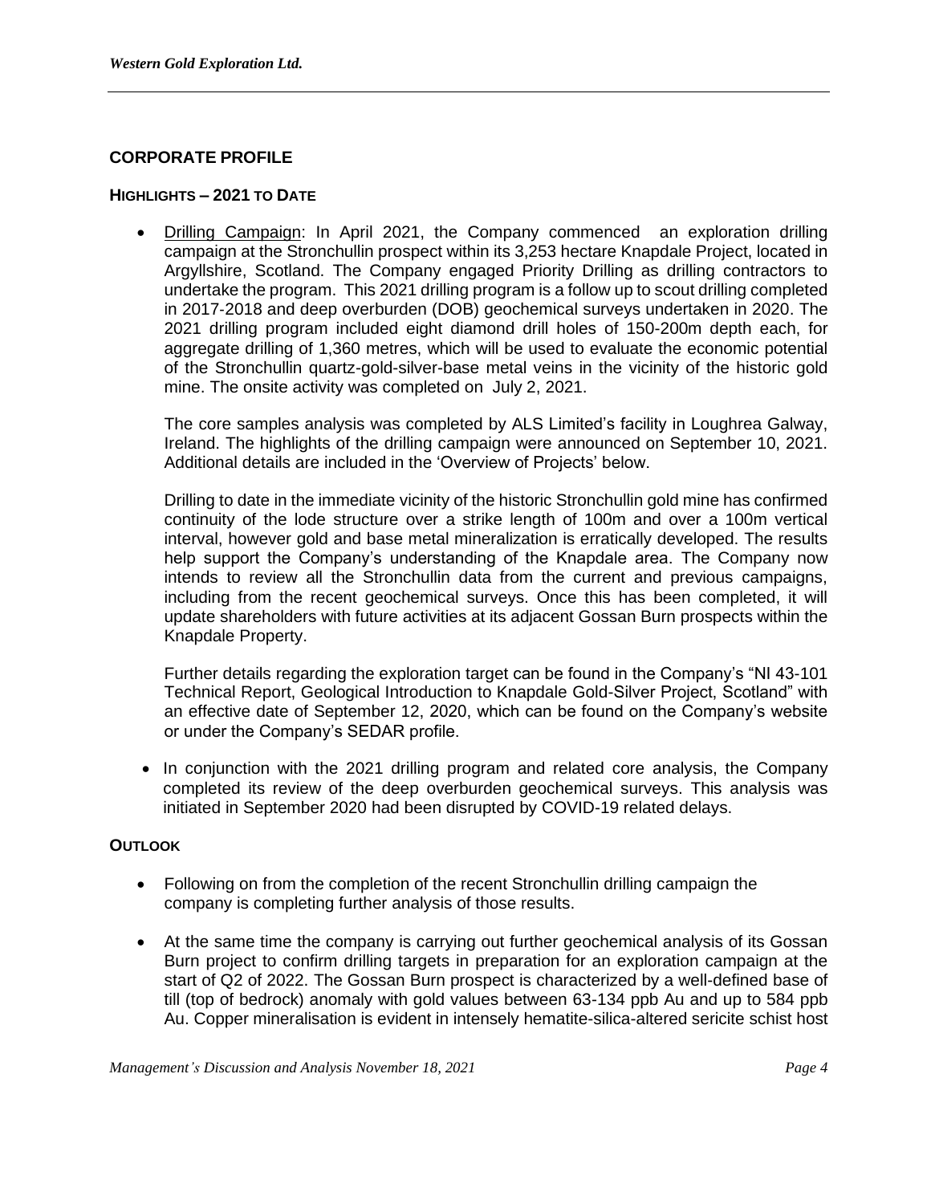## CORPORATE PROFILE

### HIGHLIGHTS – 2021 TO DATE

- Drilling Campaign: In April 2021, the Company commenced an exploration drilling campaign at the Stronchullin prospect within its 3,253 hectare Knapdale Project, located in Argyllshire, Scotland. The Company engaged Priority Drilling as drilling contractors to undertake the program. This 2021 drilling program is a follow up to scout drilling completed in 2017-2018 and deep overburden (DOB) geochemical surveys undertaken in 2020. The 2021 drilling program included eight diamond drill holes of 150-200m depth each, for aggregate drilling of 1,360 metres, which will be used to evaluate the economic potential of the Stronchullin quartz-gold-silver-base metal veins in the vicinity of the historic gold mine. The onsite activity was completed on July 2, 2021.

  The core samples analysis was completed by ALS Limited's facility in Loughrea Galway, Ireland. The highlights of the drilling campaign were announced on September 10, 2021. Additional details are included in the 'Overview of Projects' below.

  Drilling to date in the immediate vicinity of the historic Stronchullin gold mine has confirmed continuity of the lode structure over a strike length of 100m and over a 100m vertical interval, however gold and base metal mineralization is erratically developed. The results help support the Company's understanding of the Knapdale area. The Company now intends to review all the Stronchullin data from the current and previous campaigns, including from the recent geochemical surveys. Once this has been completed, it will update shareholders with future activities at its adjacent Gossan Burn prospects within the Knapdale Property.

  Further details regarding the exploration target can be found in the Company's "NI 43-101 Technical Report, Geological Introduction to Knapdale Gold-Silver Project, Scotland" with an effective date of September 12, 2020, which can be found on the Company's website or under the Company's SEDAR profile.

- In conjunction with the 2021 drilling program and related core analysis, the Company completed its review of the deep overburden geochemical surveys. This analysis was initiated in September 2020 had been disrupted by COVID-19 related delays.

### OUTLOOK

- Following on from the completion of the recent Stronchullin drilling campaign the company is completing further analysis of those results.

- At the same time the company is carrying out further geochemical analysis of its Gossan Burn project to confirm drilling targets in preparation for an exploration campaign at the start of Q2 of 2022. The Gossan Burn prospect is characterized by a well-defined base of till (top of bedrock) anomaly with gold values between 63-134 ppb Au and up to 584 ppb Au. Copper mineralisation is evident in intensely hematite-silica-altered sericite schist host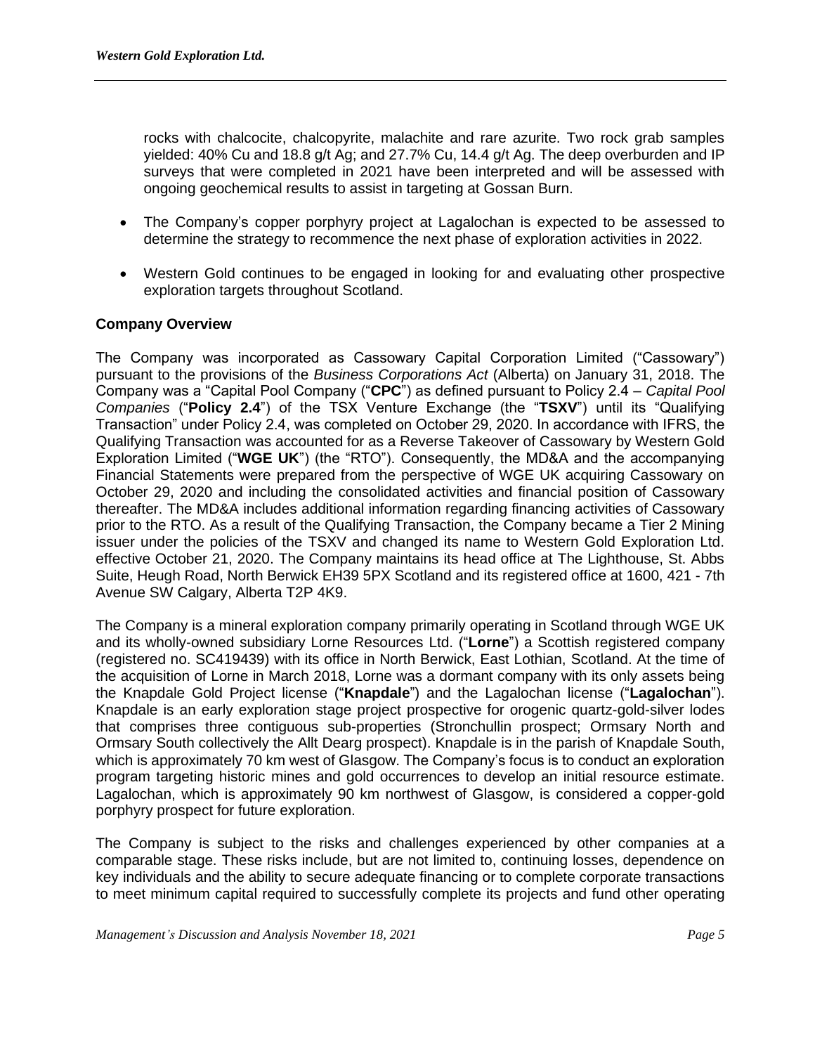rocks with chalcocite, chalcopyrite, malachite and rare azurite. Two rock grab samples yielded: 40% Cu and 18.8 g/t Ag; and 27.7% Cu, 14.4 g/t Ag. The deep overburden and IP surveys that were completed in 2021 have been interpreted and will be assessed with ongoing geochemical results to assist in targeting at Gossan Burn.

- The Company's copper porphyry project at Lagalochan is expected to be assessed to determine the strategy to recommence the next phase of exploration activities in 2022.
- Western Gold continues to be engaged in looking for and evaluating other prospective exploration targets throughout Scotland.

## Company Overview

The Company was incorporated as Cassowary Capital Corporation Limited ("Cassowary") pursuant to the provisions of the *Business Corporations Act* (Alberta) on January 31, 2018. The Company was a "Capital Pool Company ("**CPC**") as defined pursuant to Policy 2.4 – *Capital Pool Companies* ("**Policy 2.4**") of the TSX Venture Exchange (the "**TSXV**") until its "Qualifying Transaction" under Policy 2.4, was completed on October 29, 2020. In accordance with IFRS, the Qualifying Transaction was accounted for as a Reverse Takeover of Cassowary by Western Gold Exploration Limited ("**WGE UK**") (the "RTO"). Consequently, the MD&A and the accompanying Financial Statements were prepared from the perspective of WGE UK acquiring Cassowary on October 29, 2020 and including the consolidated activities and financial position of Cassowary thereafter. The MD&A includes additional information regarding financing activities of Cassowary prior to the RTO. As a result of the Qualifying Transaction, the Company became a Tier 2 Mining issuer under the policies of the TSXV and changed its name to Western Gold Exploration Ltd. effective October 21, 2020. The Company maintains its head office at The Lighthouse, St. Abbs Suite, Heugh Road, North Berwick EH39 5PX Scotland and its registered office at 1600, 421 - 7th Avenue SW Calgary, Alberta T2P 4K9.

The Company is a mineral exploration company primarily operating in Scotland through WGE UK and its wholly-owned subsidiary Lorne Resources Ltd. ("**Lorne**") a Scottish registered company (registered no. SC419439) with its office in North Berwick, East Lothian, Scotland. At the time of the acquisition of Lorne in March 2018, Lorne was a dormant company with its only assets being the Knapdale Gold Project license ("**Knapdale**") and the Lagalochan license ("**Lagalochan**"). Knapdale is an early exploration stage project prospective for orogenic quartz-gold-silver lodes that comprises three contiguous sub-properties (Stronchullin prospect; Ormsary North and Ormsary South collectively the Allt Dearg prospect). Knapdale is in the parish of Knapdale South, which is approximately 70 km west of Glasgow. The Company's focus is to conduct an exploration program targeting historic mines and gold occurrences to develop an initial resource estimate. Lagalochan, which is approximately 90 km northwest of Glasgow, is considered a copper-gold porphyry prospect for future exploration.

The Company is subject to the risks and challenges experienced by other companies at a comparable stage. These risks include, but are not limited to, continuing losses, dependence on key individuals and the ability to secure adequate financing or to complete corporate transactions to meet minimum capital required to successfully complete its projects and fund other operating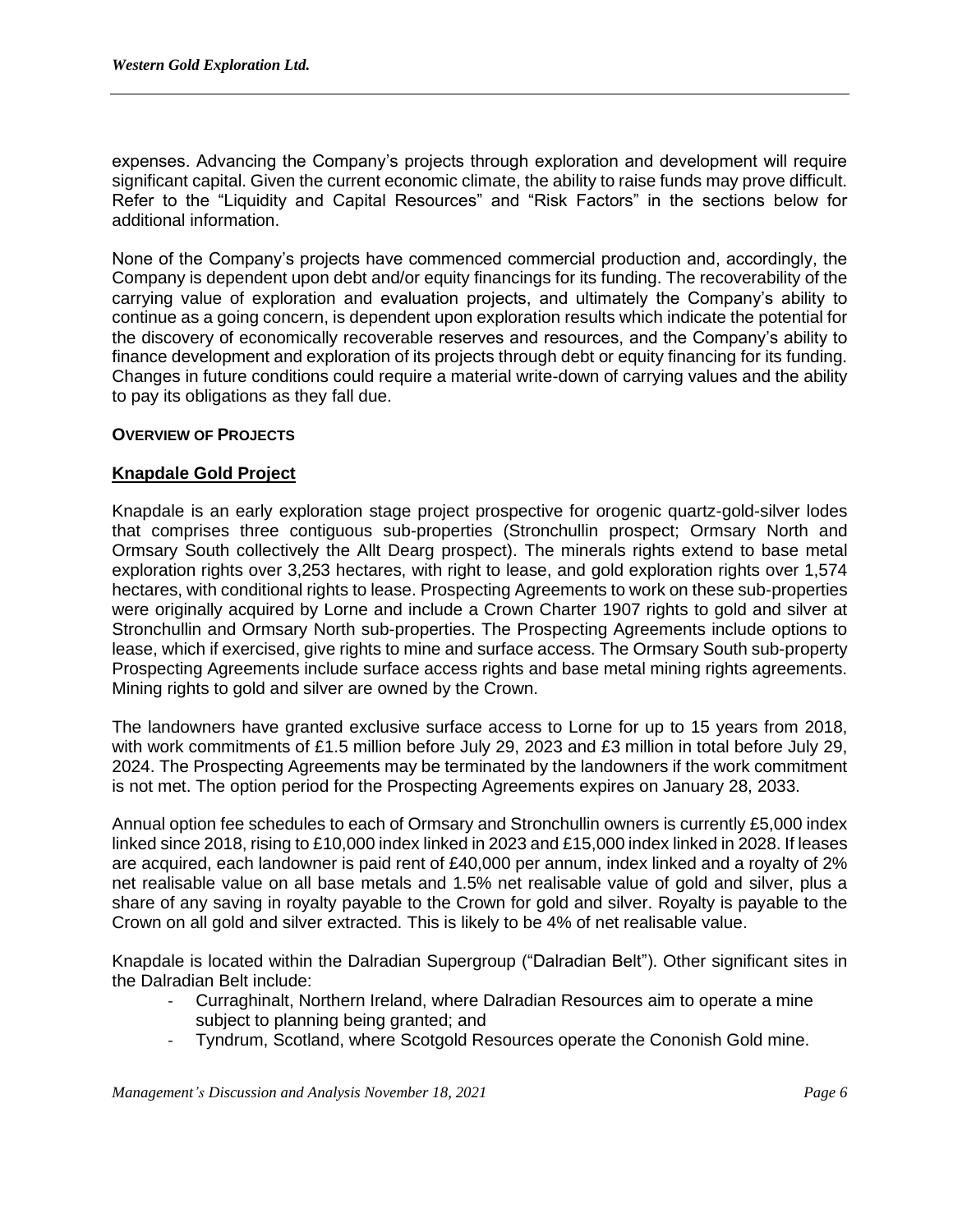expenses. Advancing the Company's projects through exploration and development will require significant capital. Given the current economic climate, the ability to raise funds may prove difficult. Refer to the "Liquidity and Capital Resources" and "Risk Factors" in the sections below for additional information.

None of the Company's projects have commenced commercial production and, accordingly, the Company is dependent upon debt and/or equity financings for its funding. The recoverability of the carrying value of exploration and evaluation projects, and ultimately the Company's ability to continue as a going concern, is dependent upon exploration results which indicate the potential for the discovery of economically recoverable reserves and resources, and the Company's ability to finance development and exploration of its projects through debt or equity financing for its funding. Changes in future conditions could require a material write-down of carrying values and the ability to pay its obligations as they fall due.

## OVERVIEW OF PROJECTS

### Knapdale Gold Project

Knapdale is an early exploration stage project prospective for orogenic quartz-gold-silver lodes that comprises three contiguous sub-properties (Stronchullin prospect; Ormsary North and Ormsary South collectively the Allt Dearg prospect). The minerals rights extend to base metal exploration rights over 3,253 hectares, with right to lease, and gold exploration rights over 1,574 hectares, with conditional rights to lease. Prospecting Agreements to work on these sub-properties were originally acquired by Lorne and include a Crown Charter 1907 rights to gold and silver at Stronchullin and Ormsary North sub-properties. The Prospecting Agreements include options to lease, which if exercised, give rights to mine and surface access. The Ormsary South sub-property Prospecting Agreements include surface access rights and base metal mining rights agreements. Mining rights to gold and silver are owned by the Crown.

The landowners have granted exclusive surface access to Lorne for up to 15 years from 2018, with work commitments of £1.5 million before July 29, 2023 and £3 million in total before July 29, 2024. The Prospecting Agreements may be terminated by the landowners if the work commitment is not met. The option period for the Prospecting Agreements expires on January 28, 2033.

Annual option fee schedules to each of Ormsary and Stronchullin owners is currently £5,000 index linked since 2018, rising to £10,000 index linked in 2023 and £15,000 index linked in 2028. If leases are acquired, each landowner is paid rent of £40,000 per annum, index linked and a royalty of 2% net realisable value on all base metals and 1.5% net realisable value of gold and silver, plus a share of any saving in royalty payable to the Crown for gold and silver. Royalty is payable to the Crown on all gold and silver extracted. This is likely to be 4% of net realisable value.

Knapdale is located within the Dalradian Supergroup ("Dalradian Belt"). Other significant sites in the Dalradian Belt include:

- Curraghinalt, Northern Ireland, where Dalradian Resources aim to operate a mine subject to planning being granted; and
- Tyndrum, Scotland, where Scotgold Resources operate the Cononish Gold mine.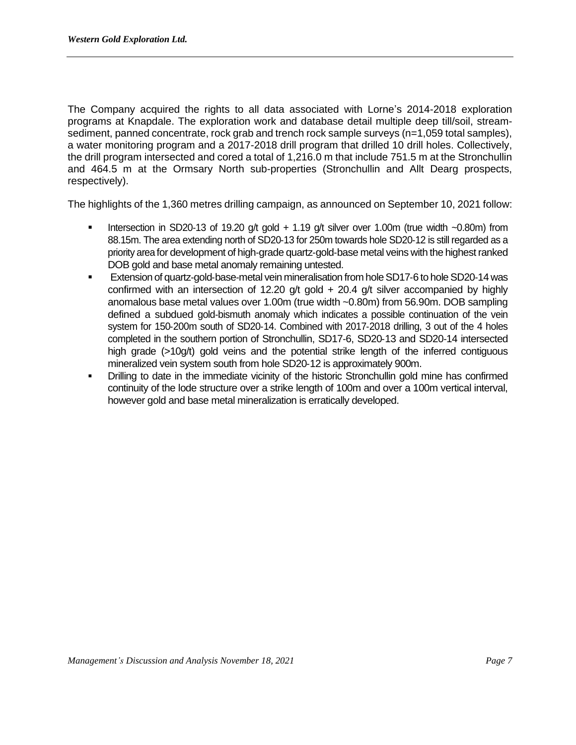The Company acquired the rights to all data associated with Lorne's 2014-2018 exploration programs at Knapdale. The exploration work and database detail multiple deep till/soil, stream-sediment, panned concentrate, rock grab and trench rock sample surveys (n=1,059 total samples), a water monitoring program and a 2017-2018 drill program that drilled 10 drill holes. Collectively, the drill program intersected and cored a total of 1,216.0 m that include 751.5 m at the Stronchullin and 464.5 m at the Ormsary North sub-properties (Stronchullin and Allt Dearg prospects, respectively).

The highlights of the 1,360 metres drilling campaign, as announced on September 10, 2021 follow:

- Intersection in SD20-13 of 19.20 g/t gold + 1.19 g/t silver over 1.00m (true width ~0.80m) from 88.15m. The area extending north of SD20-13 for 250m towards hole SD20-12 is still regarded as a priority area for development of high-grade quartz-gold-base metal veins with the highest ranked DOB gold and base metal anomaly remaining untested.
- Extension of quartz-gold-base-metal vein mineralisation from hole SD17-6 to hole SD20-14 was confirmed with an intersection of 12.20 g/t gold + 20.4 g/t silver accompanied by highly anomalous base metal values over 1.00m (true width ~0.80m) from 56.90m. DOB sampling defined a subdued gold-bismuth anomaly which indicates a possible continuation of the vein system for 150-200m south of SD20-14. Combined with 2017-2018 drilling, 3 out of the 4 holes completed in the southern portion of Stronchullin, SD17-6, SD20-13 and SD20-14 intersected high grade (>10g/t) gold veins and the potential strike length of the inferred contiguous mineralized vein system south from hole SD20-12 is approximately 900m.
- Drilling to date in the immediate vicinity of the historic Stronchullin gold mine has confirmed continuity of the lode structure over a strike length of 100m and over a 100m vertical interval, however gold and base metal mineralization is erratically developed.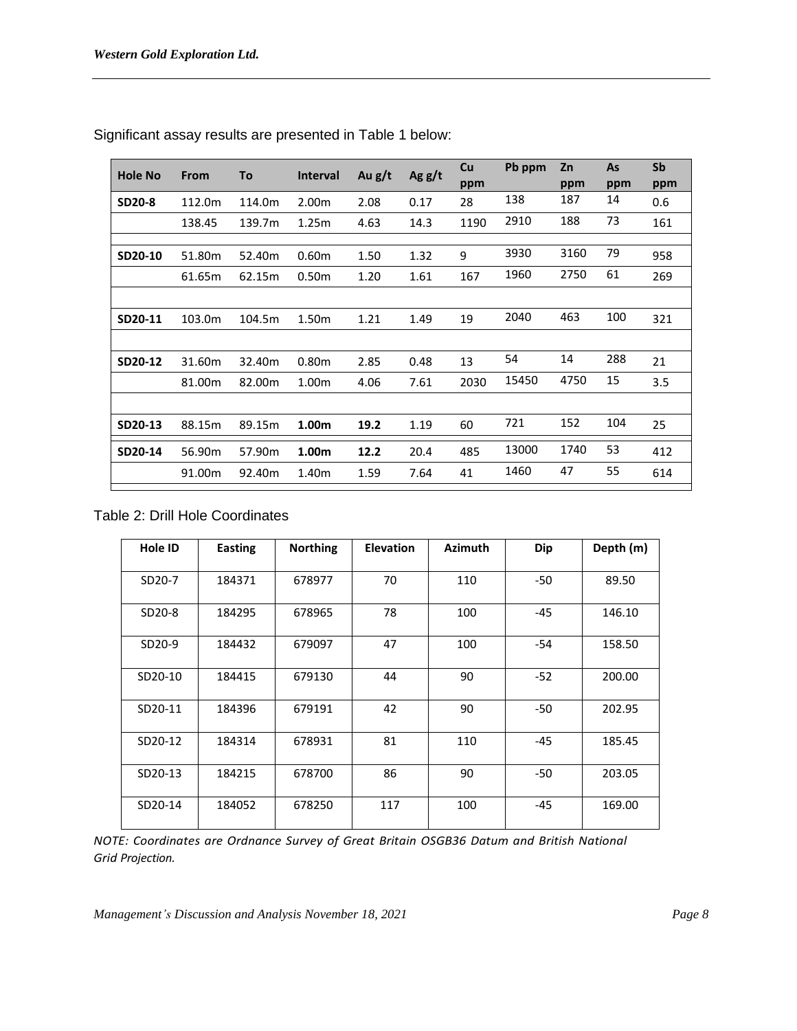Significant assay results are presented in Table 1 below:

| Hole No | From | To | Interval | Au g/t | Ag g/t | Cu ppm | Pb ppm | Zn ppm | As ppm | Sb ppm |
|---|---|---|---|---|---|---|---|---|---|---|
| **SD20-8** | 112.0m | 114.0m | 2.00m | 2.08 | 0.17 | 28 | 138 | 187 | 14 | 0.6 |
| | 138.45 | 139.7m | 1.25m | 4.63 | 14.3 | 1190 | 2910 | 188 | 73 | 161 |
| | | | | | | | | | | |
| **SD20-10** | 51.80m | 52.40m | 0.60m | 1.50 | 1.32 | 9 | 3930 | 3160 | 79 | 958 |
| | 61.65m | 62.15m | 0.50m | 1.20 | 1.61 | 167 | 1960 | 2750 | 61 | 269 |
| | | | | | | | | | | |
| **SD20-11** | 103.0m | 104.5m | 1.50m | 1.21 | 1.49 | 19 | 2040 | 463 | 100 | 321 |
| | | | | | | | | | | |
| **SD20-12** | 31.60m | 32.40m | 0.80m | 2.85 | 0.48 | 13 | 54 | 14 | 288 | 21 |
| | 81.00m | 82.00m | 1.00m | 4.06 | 7.61 | 2030 | 15450 | 4750 | 15 | 3.5 |
| | | | | | | | | | | |
| **SD20-13** | 88.15m | 89.15m | **1.00m** | **19.2** | 1.19 | 60 | 721 | 152 | 104 | 25 |
| **SD20-14** | 56.90m | 57.90m | **1.00m** | **12.2** | 20.4 | 485 | 13000 | 1740 | 53 | 412 |
| | 91.00m | 92.40m | 1.40m | 1.59 | 7.64 | 41 | 1460 | 47 | 55 | 614 |

Table 2: Drill Hole Coordinates

| Hole ID | Easting | Northing | Elevation | Azimuth | Dip | Depth (m) |
|---|---|---|---|---|---|---|
| SD20-7 | 184371 | 678977 | 70 | 110 | -50 | 89.50 |
| SD20-8 | 184295 | 678965 | 78 | 100 | -45 | 146.10 |
| SD20-9 | 184432 | 679097 | 47 | 100 | -54 | 158.50 |
| SD20-10 | 184415 | 679130 | 44 | 90 | -52 | 200.00 |
| SD20-11 | 184396 | 679191 | 42 | 90 | -50 | 202.95 |
| SD20-12 | 184314 | 678931 | 81 | 110 | -45 | 185.45 |
| SD20-13 | 184215 | 678700 | 86 | 90 | -50 | 203.05 |
| SD20-14 | 184052 | 678250 | 117 | 100 | -45 | 169.00 |

*NOTE: Coordinates are Ordnance Survey of Great Britain OSGB36 Datum and British National Grid Projection.*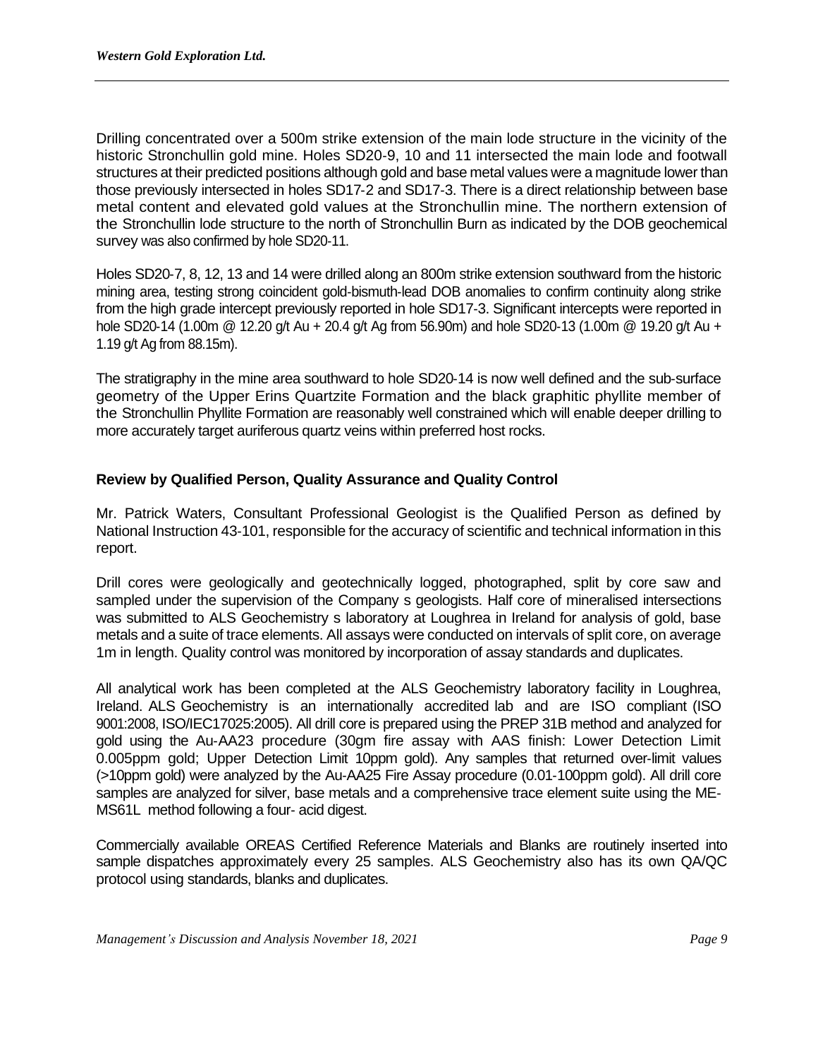Drilling concentrated over a 500m strike extension of the main lode structure in the vicinity of the historic Stronchullin gold mine. Holes SD20-9, 10 and 11 intersected the main lode and footwall structures at their predicted positions although gold and base metal values were a magnitude lower than those previously intersected in holes SD17-2 and SD17-3. There is a direct relationship between base metal content and elevated gold values at the Stronchullin mine. The northern extension of the Stronchullin lode structure to the north of Stronchullin Burn as indicated by the DOB geochemical survey was also confirmed by hole SD20-11.

Holes SD20-7, 8, 12, 13 and 14 were drilled along an 800m strike extension southward from the historic mining area, testing strong coincident gold-bismuth-lead DOB anomalies to confirm continuity along strike from the high grade intercept previously reported in hole SD17-3. Significant intercepts were reported in hole SD20-14 (1.00m @ 12.20 g/t Au + 20.4 g/t Ag from 56.90m) and hole SD20-13 (1.00m @ 19.20 g/t Au + 1.19 g/t Ag from 88.15m).

The stratigraphy in the mine area southward to hole SD20-14 is now well defined and the sub-surface geometry of the Upper Erins Quartzite Formation and the black graphitic phyllite member of the Stronchullin Phyllite Formation are reasonably well constrained which will enable deeper drilling to more accurately target auriferous quartz veins within preferred host rocks.

## Review by Qualified Person, Quality Assurance and Quality Control

Mr. Patrick Waters, Consultant Professional Geologist is the Qualified Person as defined by National Instruction 43-101, responsible for the accuracy of scientific and technical information in this report.

Drill cores were geologically and geotechnically logged, photographed, split by core saw and sampled under the supervision of the Company s geologists. Half core of mineralised intersections was submitted to ALS Geochemistry s laboratory at Loughrea in Ireland for analysis of gold, base metals and a suite of trace elements. All assays were conducted on intervals of split core, on average 1m in length. Quality control was monitored by incorporation of assay standards and duplicates.

All analytical work has been completed at the ALS Geochemistry laboratory facility in Loughrea, Ireland. ALS Geochemistry is an internationally accredited lab and are ISO compliant (ISO 9001:2008, ISO/IEC17025:2005). All drill core is prepared using the PREP 31B method and analyzed for gold using the Au-AA23 procedure (30gm fire assay with AAS finish: Lower Detection Limit 0.005ppm gold; Upper Detection Limit 10ppm gold). Any samples that returned over-limit values (>10ppm gold) were analyzed by the Au-AA25 Fire Assay procedure (0.01-100ppm gold). All drill core samples are analyzed for silver, base metals and a comprehensive trace element suite using the ME-MS61L method following a four- acid digest.

Commercially available OREAS Certified Reference Materials and Blanks are routinely inserted into sample dispatches approximately every 25 samples. ALS Geochemistry also has its own QA/QC protocol using standards, blanks and duplicates.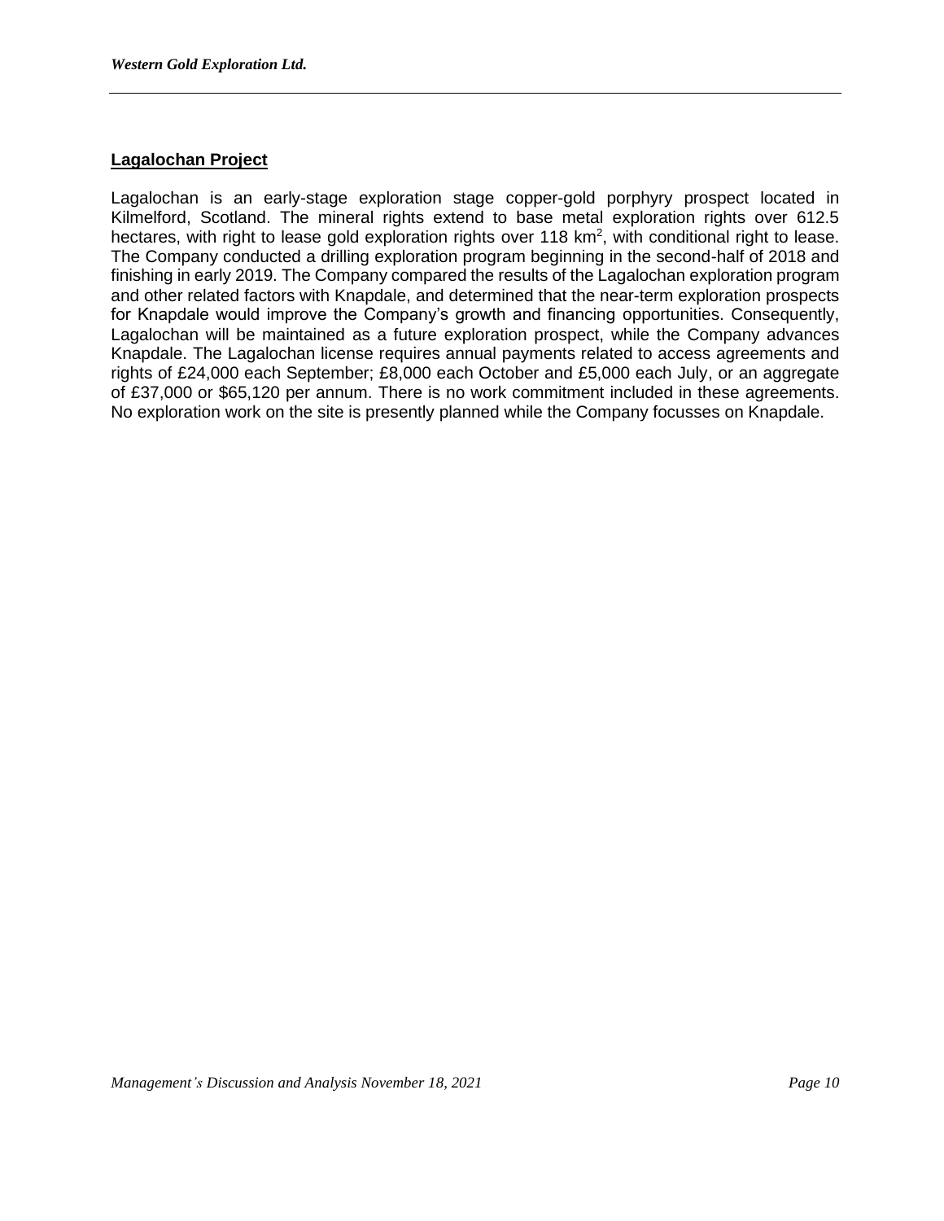## Lagalochan Project

Lagalochan is an early-stage exploration stage copper-gold porphyry prospect located in Kilmelford, Scotland. The mineral rights extend to base metal exploration rights over 612.5 hectares, with right to lease gold exploration rights over 118 km$^2$, with conditional right to lease. The Company conducted a drilling exploration program beginning in the second-half of 2018 and finishing in early 2019. The Company compared the results of the Lagalochan exploration program and other related factors with Knapdale, and determined that the near-term exploration prospects for Knapdale would improve the Company's growth and financing opportunities. Consequently, Lagalochan will be maintained as a future exploration prospect, while the Company advances Knapdale. The Lagalochan license requires annual payments related to access agreements and rights of £24,000 each September; £8,000 each October and £5,000 each July, or an aggregate of £37,000 or $65,120 per annum. There is no work commitment included in these agreements. No exploration work on the site is presently planned while the Company focusses on Knapdale.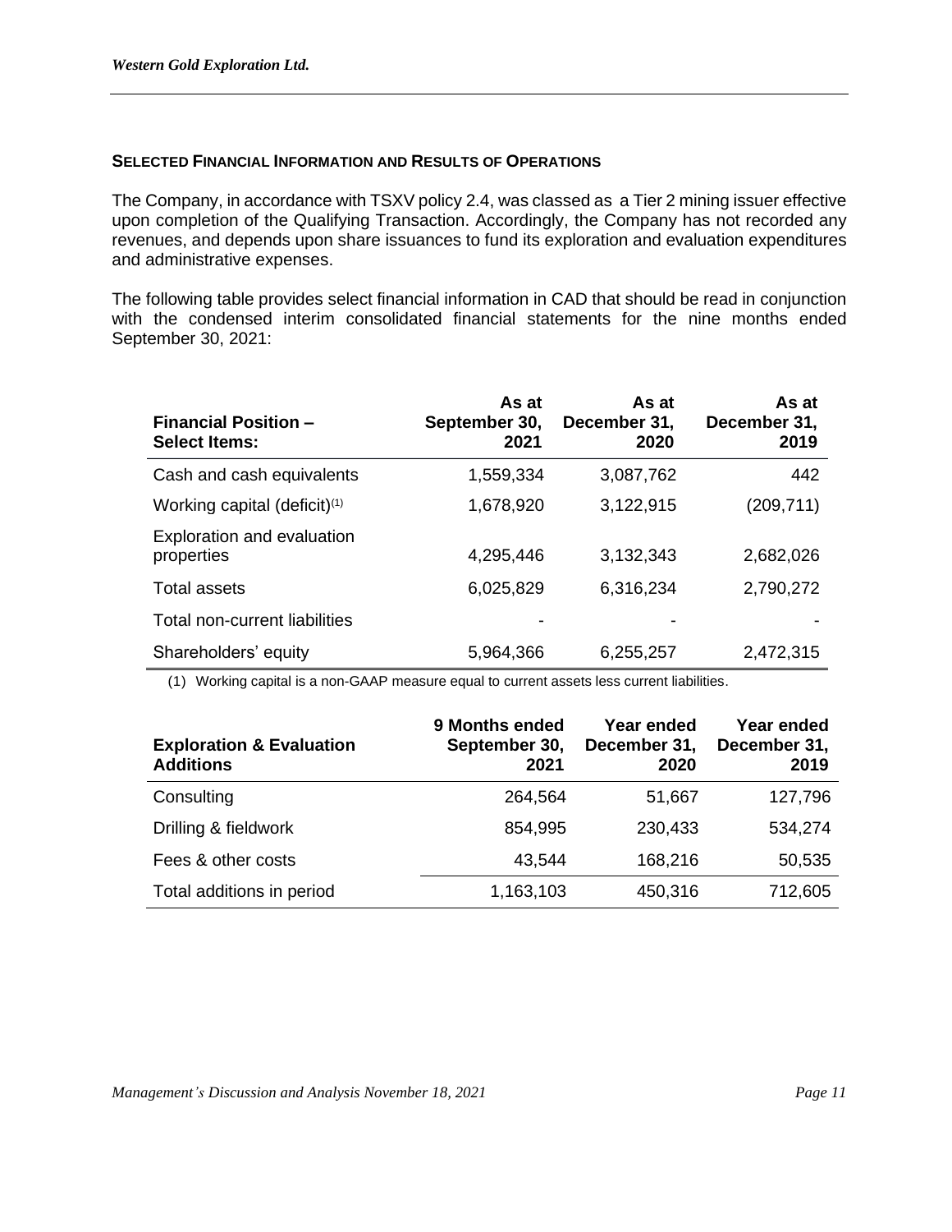## SELECTED FINANCIAL INFORMATION AND RESULTS OF OPERATIONS

The Company, in accordance with TSXV policy 2.4, was classed as a Tier 2 mining issuer effective upon completion of the Qualifying Transaction. Accordingly, the Company has not recorded any revenues, and depends upon share issuances to fund its exploration and evaluation expenditures and administrative expenses.

The following table provides select financial information in CAD that should be read in conjunction with the condensed interim consolidated financial statements for the nine months ended September 30, 2021:

| Financial Position – Select Items: | As at September 30, 2021 | As at December 31, 2020 | As at December 31, 2019 |
|---|---|---|---|
| Cash and cash equivalents | 1,559,334 | 3,087,762 | 442 |
| Working capital (deficit)(1) | 1,678,920 | 3,122,915 | (209,711) |
| Exploration and evaluation properties | 4,295,446 | 3,132,343 | 2,682,026 |
| Total assets | 6,025,829 | 6,316,234 | 2,790,272 |
| Total non-current liabilities | - | - | - |
| Shareholders' equity | 5,964,366 | 6,255,257 | 2,472,315 |

(1) Working capital is a non-GAAP measure equal to current assets less current liabilities.

| Exploration & Evaluation Additions | 9 Months ended September 30, 2021 | Year ended December 31, 2020 | Year ended December 31, 2019 |
|---|---|---|---|
| Consulting | 264,564 | 51,667 | 127,796 |
| Drilling & fieldwork | 854,995 | 230,433 | 534,274 |
| Fees & other costs | 43,544 | 168,216 | 50,535 |
| Total additions in period | 1,163,103 | 450,316 | 712,605 |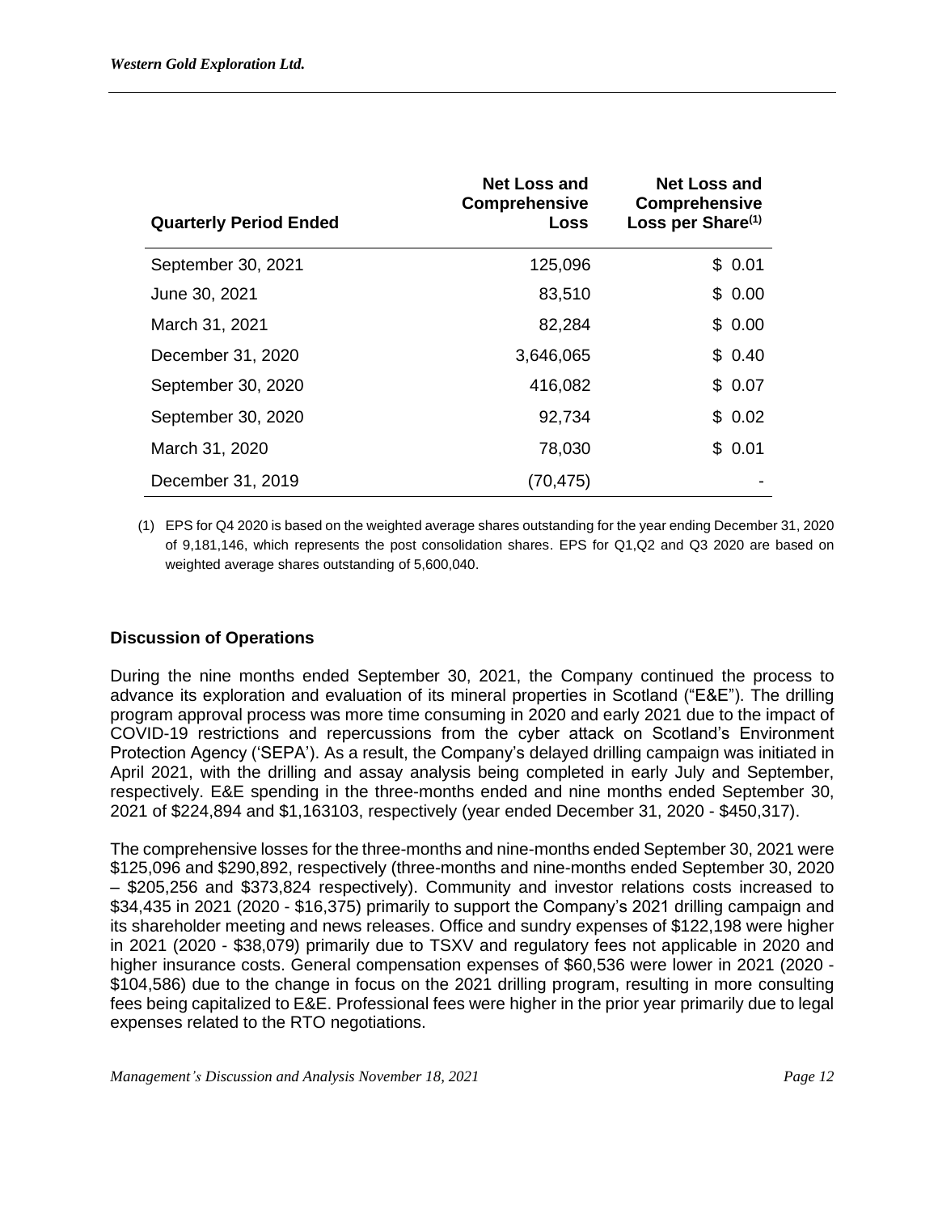| Quarterly Period Ended | Net Loss and Comprehensive Loss | Net Loss and Comprehensive Loss per Share[(1)] |
|---|---|---|
| September 30, 2021 | 125,096 | $ 0.01 |
| June 30, 2021 | 83,510 | $ 0.00 |
| March 31, 2021 | 82,284 | $ 0.00 |
| December 31, 2020 | 3,646,065 | $ 0.40 |
| September 30, 2020 | 416,082 | $ 0.07 |
| September 30, 2020 | 92,734 | $ 0.02 |
| March 31, 2020 | 78,030 | $ 0.01 |
| December 31, 2019 | (70,475) | - |

(1) EPS for Q4 2020 is based on the weighted average shares outstanding for the year ending December 31, 2020 of 9,181,146, which represents the post consolidation shares. EPS for Q1,Q2 and Q3 2020 are based on weighted average shares outstanding of 5,600,040.

### Discussion of Operations

During the nine months ended September 30, 2021, the Company continued the process to advance its exploration and evaluation of its mineral properties in Scotland ("E&E"). The drilling program approval process was more time consuming in 2020 and early 2021 due to the impact of COVID-19 restrictions and repercussions from the cyber attack on Scotland's Environment Protection Agency ('SEPA'). As a result, the Company's delayed drilling campaign was initiated in April 2021, with the drilling and assay analysis being completed in early July and September, respectively. E&E spending in the three-months ended and nine months ended September 30, 2021 of $224,894 and $1,163103, respectively (year ended December 31, 2020 - $450,317).

The comprehensive losses for the three-months and nine-months ended September 30, 2021 were $125,096 and $290,892, respectively (three-months and nine-months ended September 30, 2020 – $205,256 and $373,824 respectively). Community and investor relations costs increased to $34,435 in 2021 (2020 - $16,375) primarily to support the Company's 2021 drilling campaign and its shareholder meeting and news releases. Office and sundry expenses of $122,198 were higher in 2021 (2020 - $38,079) primarily due to TSXV and regulatory fees not applicable in 2020 and higher insurance costs. General compensation expenses of $60,536 were lower in 2021 (2020 - $104,586) due to the change in focus on the 2021 drilling program, resulting in more consulting fees being capitalized to E&E. Professional fees were higher in the prior year primarily due to legal expenses related to the RTO negotiations.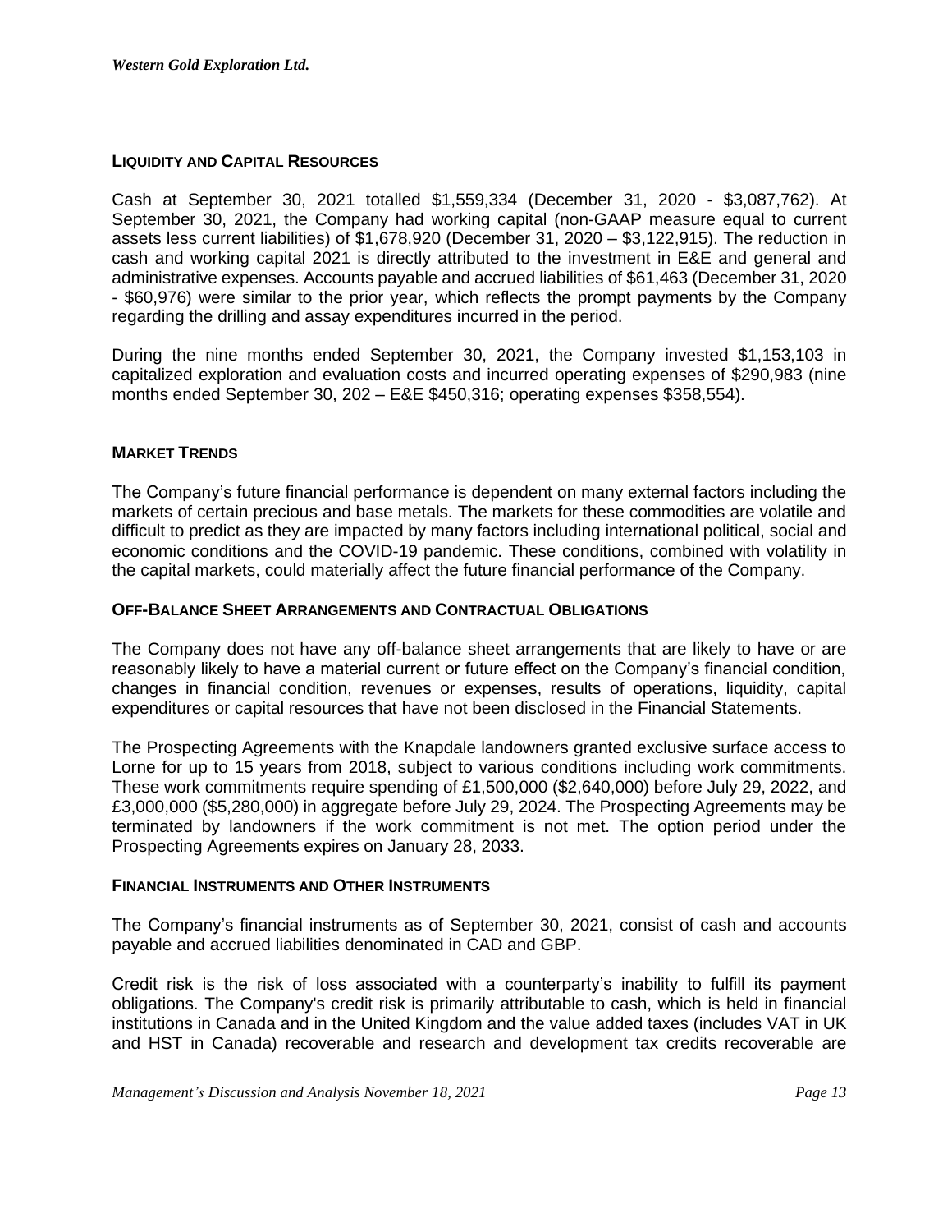## LIQUIDITY AND CAPITAL RESOURCES

Cash at September 30, 2021 totalled $1,559,334 (December 31, 2020 - $3,087,762). At September 30, 2021, the Company had working capital (non-GAAP measure equal to current assets less current liabilities) of $1,678,920 (December 31, 2020 – $3,122,915). The reduction in cash and working capital 2021 is directly attributed to the investment in E&E and general and administrative expenses. Accounts payable and accrued liabilities of $61,463 (December 31, 2020 - $60,976) were similar to the prior year, which reflects the prompt payments by the Company regarding the drilling and assay expenditures incurred in the period.

During the nine months ended September 30, 2021, the Company invested $1,153,103 in capitalized exploration and evaluation costs and incurred operating expenses of $290,983 (nine months ended September 30, 202 – E&E $450,316; operating expenses $358,554).

## MARKET TRENDS

The Company's future financial performance is dependent on many external factors including the markets of certain precious and base metals. The markets for these commodities are volatile and difficult to predict as they are impacted by many factors including international political, social and economic conditions and the COVID-19 pandemic. These conditions, combined with volatility in the capital markets, could materially affect the future financial performance of the Company.

## OFF-BALANCE SHEET ARRANGEMENTS AND CONTRACTUAL OBLIGATIONS

The Company does not have any off-balance sheet arrangements that are likely to have or are reasonably likely to have a material current or future effect on the Company's financial condition, changes in financial condition, revenues or expenses, results of operations, liquidity, capital expenditures or capital resources that have not been disclosed in the Financial Statements.

The Prospecting Agreements with the Knapdale landowners granted exclusive surface access to Lorne for up to 15 years from 2018, subject to various conditions including work commitments. These work commitments require spending of £1,500,000 ($2,640,000) before July 29, 2022, and £3,000,000 ($5,280,000) in aggregate before July 29, 2024. The Prospecting Agreements may be terminated by landowners if the work commitment is not met. The option period under the Prospecting Agreements expires on January 28, 2033.

## FINANCIAL INSTRUMENTS AND OTHER INSTRUMENTS

The Company's financial instruments as of September 30, 2021, consist of cash and accounts payable and accrued liabilities denominated in CAD and GBP.

Credit risk is the risk of loss associated with a counterparty's inability to fulfill its payment obligations. The Company's credit risk is primarily attributable to cash, which is held in financial institutions in Canada and in the United Kingdom and the value added taxes (includes VAT in UK and HST in Canada) recoverable and research and development tax credits recoverable are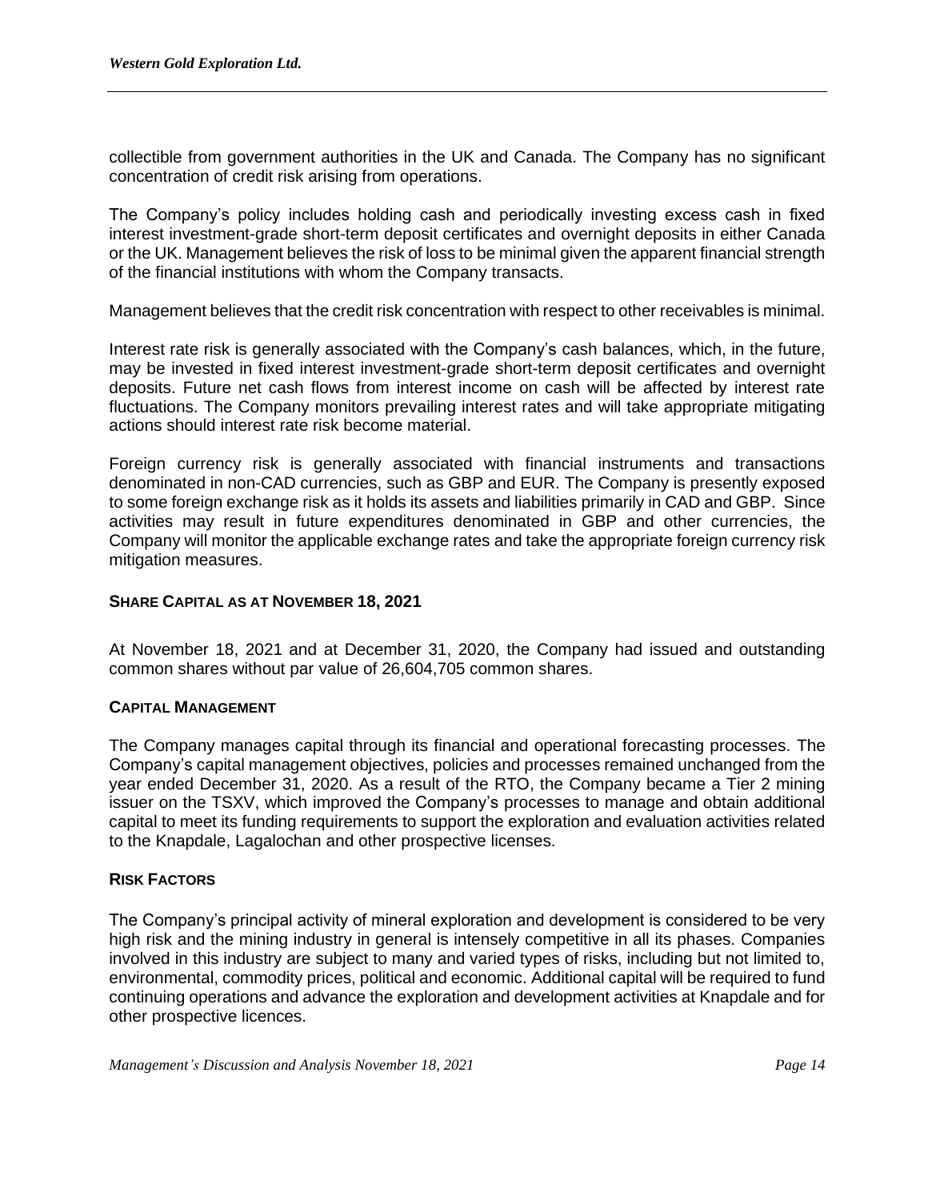collectible from government authorities in the UK and Canada. The Company has no significant concentration of credit risk arising from operations.

The Company's policy includes holding cash and periodically investing excess cash in fixed interest investment-grade short-term deposit certificates and overnight deposits in either Canada or the UK. Management believes the risk of loss to be minimal given the apparent financial strength of the financial institutions with whom the Company transacts.

Management believes that the credit risk concentration with respect to other receivables is minimal.

Interest rate risk is generally associated with the Company's cash balances, which, in the future, may be invested in fixed interest investment-grade short-term deposit certificates and overnight deposits. Future net cash flows from interest income on cash will be affected by interest rate fluctuations. The Company monitors prevailing interest rates and will take appropriate mitigating actions should interest rate risk become material.

Foreign currency risk is generally associated with financial instruments and transactions denominated in non-CAD currencies, such as GBP and EUR. The Company is presently exposed to some foreign exchange risk as it holds its assets and liabilities primarily in CAD and GBP. Since activities may result in future expenditures denominated in GBP and other currencies, the Company will monitor the applicable exchange rates and take the appropriate foreign currency risk mitigation measures.

## SHARE CAPITAL AS AT NOVEMBER 18, 2021

At November 18, 2021 and at December 31, 2020, the Company had issued and outstanding common shares without par value of 26,604,705 common shares.

## CAPITAL MANAGEMENT

The Company manages capital through its financial and operational forecasting processes. The Company's capital management objectives, policies and processes remained unchanged from the year ended December 31, 2020. As a result of the RTO, the Company became a Tier 2 mining issuer on the TSXV, which improved the Company's processes to manage and obtain additional capital to meet its funding requirements to support the exploration and evaluation activities related to the Knapdale, Lagalochan and other prospective licenses.

## RISK FACTORS

The Company's principal activity of mineral exploration and development is considered to be very high risk and the mining industry in general is intensely competitive in all its phases. Companies involved in this industry are subject to many and varied types of risks, including but not limited to, environmental, commodity prices, political and economic. Additional capital will be required to fund continuing operations and advance the exploration and development activities at Knapdale and for other prospective licences.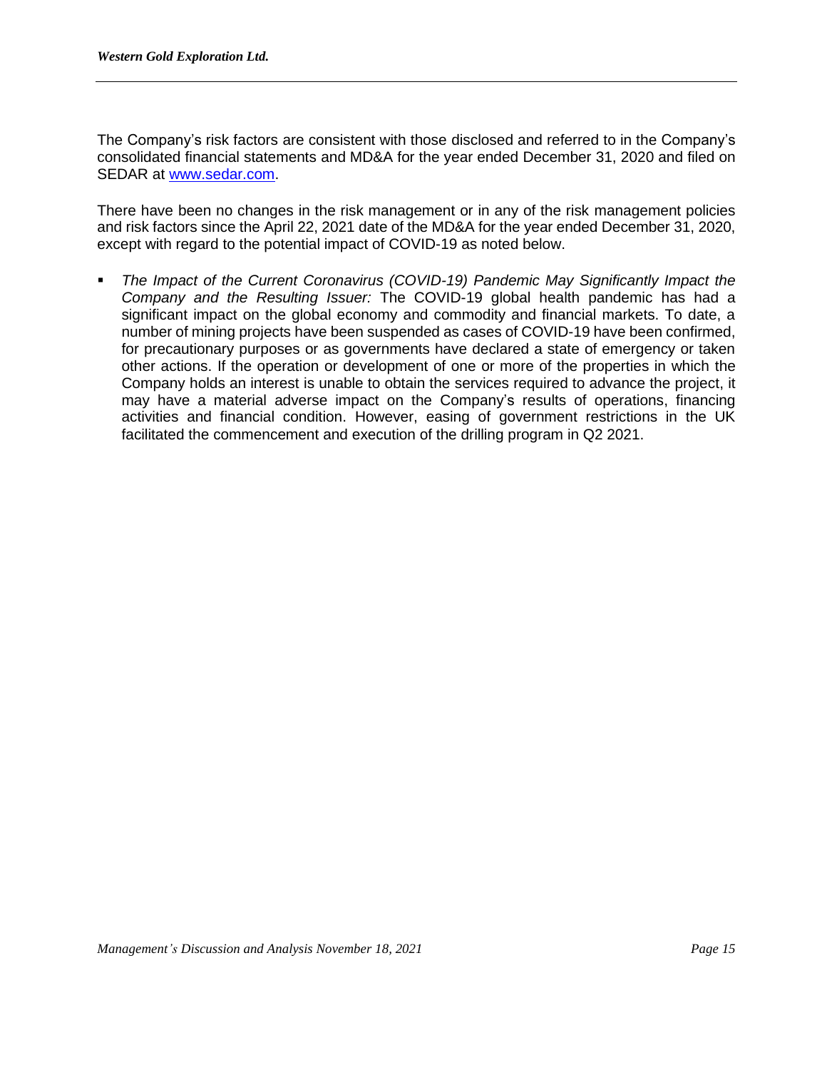The Company's risk factors are consistent with those disclosed and referred to in the Company's consolidated financial statements and MD&A for the year ended December 31, 2020 and filed on SEDAR at [www.sedar.com](http://www.sedar.com).

There have been no changes in the risk management or in any of the risk management policies and risk factors since the April 22, 2021 date of the MD&A for the year ended December 31, 2020, except with regard to the potential impact of COVID-19 as noted below.

- *The Impact of the Current Coronavirus (COVID-19) Pandemic May Significantly Impact the Company and the Resulting Issuer:* The COVID-19 global health pandemic has had a significant impact on the global economy and commodity and financial markets. To date, a number of mining projects have been suspended as cases of COVID-19 have been confirmed, for precautionary purposes or as governments have declared a state of emergency or taken other actions. If the operation or development of one or more of the properties in which the Company holds an interest is unable to obtain the services required to advance the project, it may have a material adverse impact on the Company's results of operations, financing activities and financial condition. However, easing of government restrictions in the UK facilitated the commencement and execution of the drilling program in Q2 2021.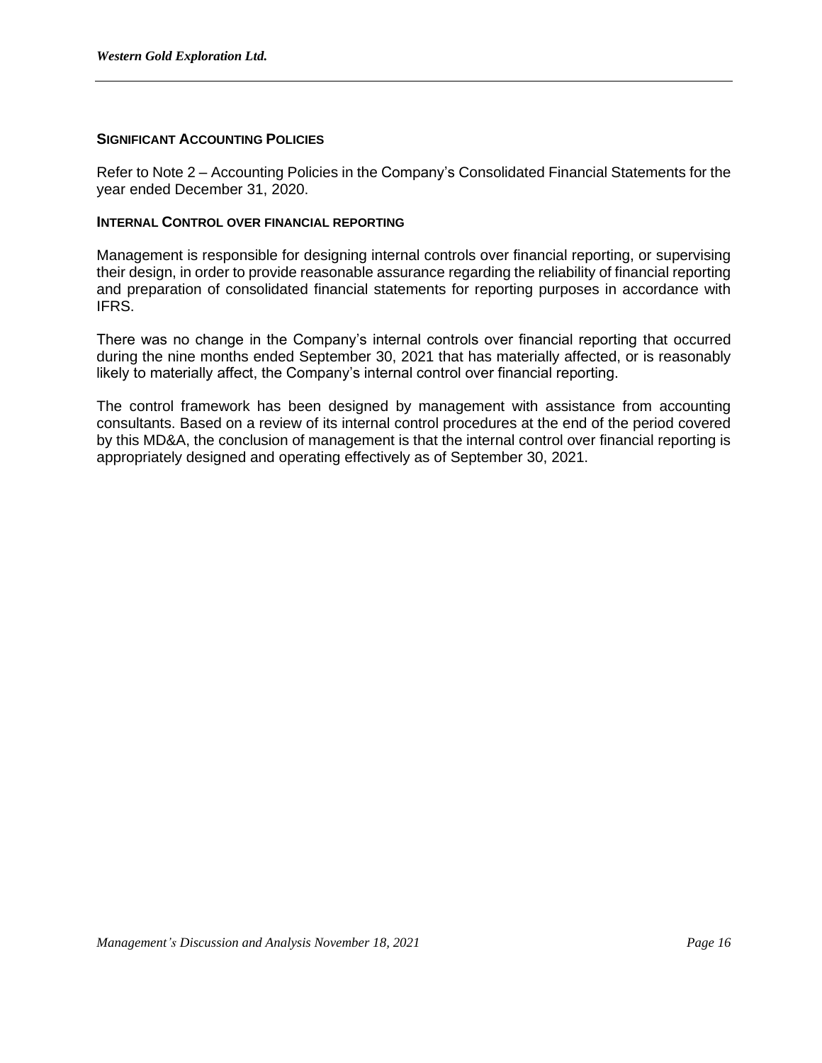## SIGNIFICANT ACCOUNTING POLICIES

Refer to Note 2 – Accounting Policies in the Company's Consolidated Financial Statements for the year ended December 31, 2020.

## INTERNAL CONTROL OVER FINANCIAL REPORTING

Management is responsible for designing internal controls over financial reporting, or supervising their design, in order to provide reasonable assurance regarding the reliability of financial reporting and preparation of consolidated financial statements for reporting purposes in accordance with IFRS.

There was no change in the Company's internal controls over financial reporting that occurred during the nine months ended September 30, 2021 that has materially affected, or is reasonably likely to materially affect, the Company's internal control over financial reporting.

The control framework has been designed by management with assistance from accounting consultants. Based on a review of its internal control procedures at the end of the period covered by this MD&A, the conclusion of management is that the internal control over financial reporting is appropriately designed and operating effectively as of September 30, 2021.